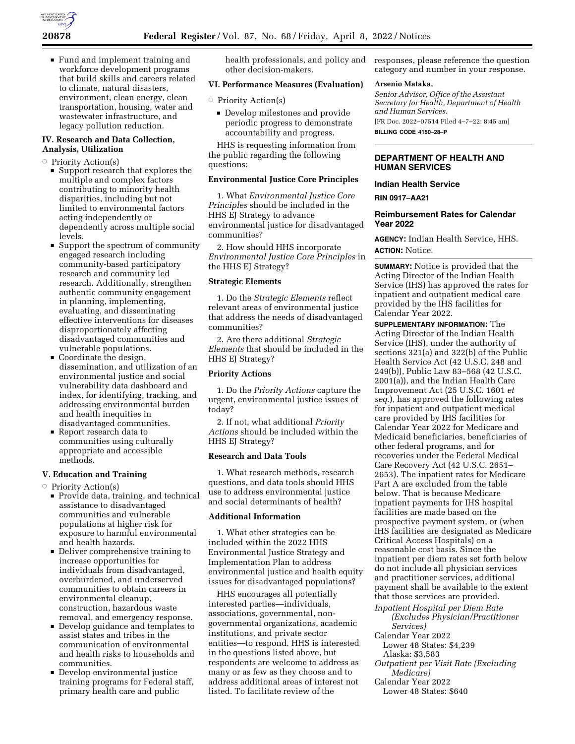- Fund and implement training and workforce development programs that build skills and careers related to climate, natural disasters, environment, clean energy, clean transportation, housing, water and wastewater infrastructure, and legacy pollution reduction.

### IV. Research and Data Collection, Analysis, Utilization

- Priority Action(s)
  - Support research that explores the multiple and complex factors contributing to minority health disparities, including but not limited to environmental factors acting independently or dependently across multiple social levels.
  - Support the spectrum of community engaged research including community-based participatory research and community led research. Additionally, strengthen authentic community engagement in planning, implementing, evaluating, and disseminating effective interventions for diseases disproportionately affecting disadvantaged communities and vulnerable populations.
  - Coordinate the design, dissemination, and utilization of an environmental justice and social vulnerability data dashboard and index, for identifying, tracking, and addressing environmental burden and health inequities in disadvantaged communities.
  - Report research data to communities using culturally appropriate and accessible methods.

### V. Education and Training

- Priority Action(s)
  - Provide data, training, and technical assistance to disadvantaged communities and vulnerable populations at higher risk for exposure to harmful environmental and health hazards.
  - Deliver comprehensive training to increase opportunities for individuals from disadvantaged, overburdened, and underserved communities to obtain careers in environmental cleanup, construction, hazardous waste removal, and emergency response.
  - Develop guidance and templates to assist states and tribes in the communication of environmental and health risks to households and communities.
  - Develop environmental justice training programs for Federal staff, primary health care and public health professionals, and policy and other decision-makers.

### VI. Performance Measures (Evaluation)

- Priority Action(s)
  - Develop milestones and provide periodic progress to demonstrate accountability and progress.

HHS is requesting information from the public regarding the following questions:

**Environmental Justice Core Principles**

1. What *Environmental Justice Core Principles* should be included in the HHS EJ Strategy to advance environmental justice for disadvantaged communities?

2. How should HHS incorporate *Environmental Justice Core Principles* in the HHS EJ Strategy?

**Strategic Elements**

1. Do the *Strategic Elements* reflect relevant areas of environmental justice that address the needs of disadvantaged communities?

2. Are there additional *Strategic Elements* that should be included in the HHS EJ Strategy?

**Priority Actions**

1. Do the *Priority Actions* capture the urgent, environmental justice issues of today?

2. If not, what additional *Priority Actions* should be included within the HHS EJ Strategy?

**Research and Data Tools**

1. What research methods, research questions, and data tools should HHS use to address environmental justice and social determinants of health?

**Additional Information**

1. What other strategies can be included within the 2022 HHS Environmental Justice Strategy and Implementation Plan to address environmental justice and health equity issues for disadvantaged populations?

HHS encourages all potentially interested parties—individuals, associations, governmental, non-governmental organizations, academic institutions, and private sector entities—to respond. HHS is interested in the questions listed above, but respondents are welcome to address as many or as few as they choose and to address additional areas of interest not listed. To facilitate review of the responses, please reference the question category and number in your response.

**Arsenio Mataka,**

*Senior Advisor, Office of the Assistant Secretary for Health, Department of Health and Human Services.*

[FR Doc. 2022–07514 Filed 4–7–22; 8:45 am]

**BILLING CODE 4150–28–P**

---

## DEPARTMENT OF HEALTH AND HUMAN SERVICES

### Indian Health Service

**RIN 0917–AA21**

### Reimbursement Rates for Calendar Year 2022

**AGENCY:** Indian Health Service, HHS.

**ACTION:** Notice.

**SUMMARY:** Notice is provided that the Acting Director of the Indian Health Service (IHS) has approved the rates for inpatient and outpatient medical care provided by the IHS facilities for Calendar Year 2022.

**SUPPLEMENTARY INFORMATION:** The Acting Director of the Indian Health Service (IHS), under the authority of sections 321(a) and 322(b) of the Public Health Service Act (42 U.S.C. 248 and 249(b)), Public Law 83–568 (42 U.S.C. 2001(a)), and the Indian Health Care Improvement Act (25 U.S.C. 1601 *et seq.*), has approved the following rates for inpatient and outpatient medical care provided by IHS facilities for Calendar Year 2022 for Medicare and Medicaid beneficiaries, beneficiaries of other federal programs, and for recoveries under the Federal Medical Care Recovery Act (42 U.S.C. 2651–2653). The inpatient rates for Medicare Part A are excluded from the table below. That is because Medicare inpatient payments for IHS hospital facilities are made based on the prospective payment system, or (when IHS facilities are designated as Medicare Critical Access Hospitals) on a reasonable cost basis. Since the inpatient per diem rates set forth below do not include all physician services and practitioner services, additional payment shall be available to the extent that those services are provided.

*Inpatient Hospital per Diem Rate (Excludes Physician/Practitioner Services)*

Calendar Year 2022

Lower 48 States: $4,239

Alaska: $3,583

*Outpatient per Visit Rate (Excluding Medicare)*

Calendar Year 2022

Lower 48 States: $640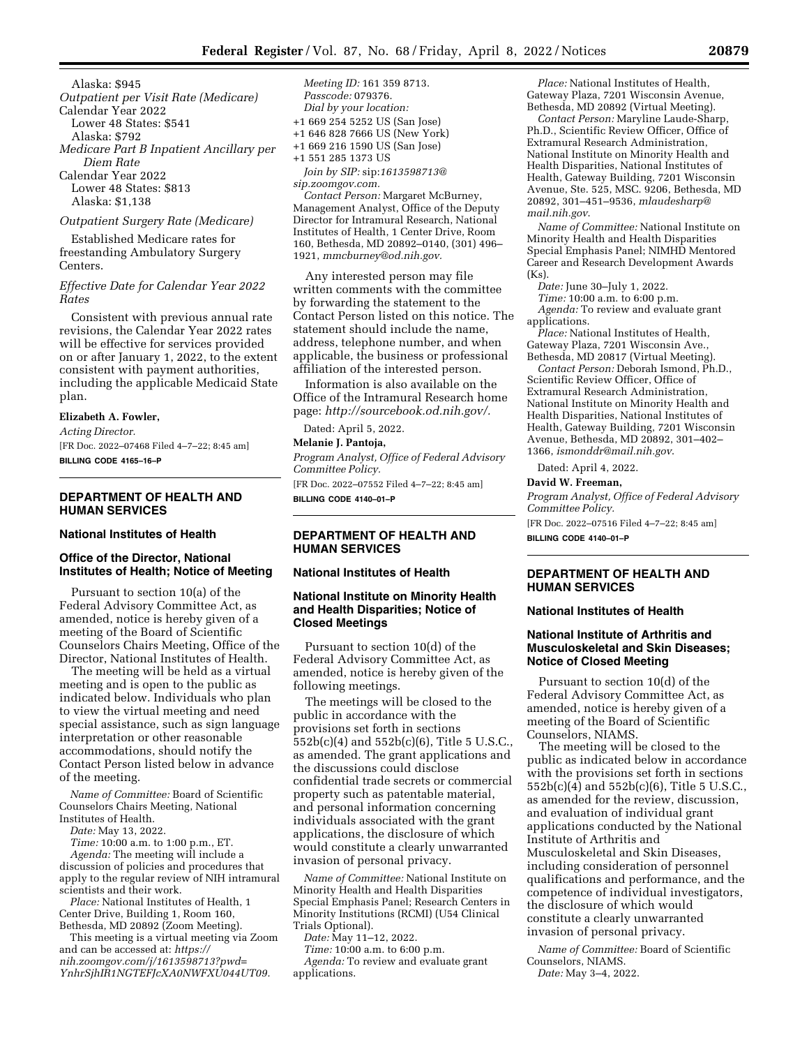Alaska: $945

*Outpatient per Visit Rate (Medicare)*

Calendar Year 2022

Lower 48 States: $541

Alaska: $792

*Medicare Part B Inpatient Ancillary per Diem Rate*

Calendar Year 2022

Lower 48 States: $813

Alaska: $1,138

*Outpatient Surgery Rate (Medicare)*

Established Medicare rates for freestanding Ambulatory Surgery Centers.

*Effective Date for Calendar Year 2022 Rates*

Consistent with previous annual rate revisions, the Calendar Year 2022 rates will be effective for services provided on or after January 1, 2022, to the extent consistent with payment authorities, including the applicable Medicaid State plan.

**Elizabeth A. Fowler,**

*Acting Director.*

[FR Doc. 2022–07468 Filed 4–7–22; 8:45 am]

**BILLING CODE 4165–16–P**

## DEPARTMENT OF HEALTH AND HUMAN SERVICES

### National Institutes of Health

### Office of the Director, National Institutes of Health; Notice of Meeting

Pursuant to section 10(a) of the Federal Advisory Committee Act, as amended, notice is hereby given of a meeting of the Board of Scientific Counselors Chairs Meeting, Office of the Director, National Institutes of Health.

The meeting will be held as a virtual meeting and is open to the public as indicated below. Individuals who plan to view the virtual meeting and need special assistance, such as sign language interpretation or other reasonable accommodations, should notify the Contact Person listed below in advance of the meeting.

*Name of Committee:* Board of Scientific Counselors Chairs Meeting, National Institutes of Health.

*Date:* May 13, 2022.

*Time:* 10:00 a.m. to 1:00 p.m., ET.

*Agenda:* The meeting will include a discussion of policies and procedures that apply to the regular review of NIH intramural scientists and their work.

*Place:* National Institutes of Health, 1 Center Drive, Building 1, Room 160, Bethesda, MD 20892 (Zoom Meeting).

This meeting is a virtual meeting via Zoom and can be accessed at: *https://nih.zoomgov.com/j/1613598713?pwd=YnhrSjhIR1NGTEFJcXA0NWFXU044UT09.*

*Meeting ID:* 161 359 8713.

*Passcode:* 079376.

*Dial by your location:*

+1 669 254 5252 US (San Jose)
+1 646 828 7666 US (New York)
+1 669 216 1590 US (San Jose)
+1 551 285 1373 US

*Join by SIP:* sip:*1613598713@sip.zoomgov.com.*

*Contact Person:* Margaret McBurney, Management Analyst, Office of the Deputy Director for Intramural Research, National Institutes of Health, 1 Center Drive, Room 160, Bethesda, MD 20892–0140, (301) 496–1921, *mmcburney@od.nih.gov.*

Any interested person may file written comments with the committee by forwarding the statement to the Contact Person listed on this notice. The statement should include the name, address, telephone number, and when applicable, the business or professional affiliation of the interested person.

Information is also available on the Office of the Intramural Research home page: *http://sourcebook.od.nih.gov/.*

Dated: April 5, 2022.

**Melanie J. Pantoja,**

*Program Analyst, Office of Federal Advisory Committee Policy.*

[FR Doc. 2022–07552 Filed 4–7–22; 8:45 am]

**BILLING CODE 4140–01–P**

## DEPARTMENT OF HEALTH AND HUMAN SERVICES

### National Institutes of Health

### National Institute on Minority Health and Health Disparities; Notice of Closed Meetings

Pursuant to section 10(d) of the Federal Advisory Committee Act, as amended, notice is hereby given of the following meetings.

The meetings will be closed to the public in accordance with the provisions set forth in sections 552b(c)(4) and 552b(c)(6), Title 5 U.S.C., as amended. The grant applications and the discussions could disclose confidential trade secrets or commercial property such as patentable material, and personal information concerning individuals associated with the grant applications, the disclosure of which would constitute a clearly unwarranted invasion of personal privacy.

*Name of Committee:* National Institute on Minority Health and Health Disparities Special Emphasis Panel; Research Centers in Minority Institutions (RCMI) (U54 Clinical Trials Optional).

*Date:* May 11–12, 2022.

*Time:* 10:00 a.m. to 6:00 p.m.

*Agenda:* To review and evaluate grant applications.

*Place:* National Institutes of Health, Gateway Plaza, 7201 Wisconsin Avenue, Bethesda, MD 20892 (Virtual Meeting).

*Contact Person:* Maryline Laude-Sharp, Ph.D., Scientific Review Officer, Office of Extramural Research Administration, National Institute on Minority Health and Health Disparities, National Institutes of Health, Gateway Building, 7201 Wisconsin Avenue, Ste. 525, MSC. 9206, Bethesda, MD 20892, 301–451–9536, *mlaudesharp@mail.nih.gov.*

*Name of Committee:* National Institute on Minority Health and Health Disparities Special Emphasis Panel; NIMHD Mentored Career and Research Development Awards (Ks).

*Date:* June 30–July 1, 2022.

*Time:* 10:00 a.m. to 6:00 p.m.

*Agenda:* To review and evaluate grant applications.

*Place:* National Institutes of Health, Gateway Plaza, 7201 Wisconsin Ave., Bethesda, MD 20817 (Virtual Meeting).

*Contact Person:* Deborah Ismond, Ph.D., Scientific Review Officer, Office of Extramural Research Administration, National Institute on Minority Health and Health Disparities, National Institutes of Health, Gateway Building, 7201 Wisconsin Avenue, Bethesda, MD 20892, 301–402–1366, *ismonddr@mail.nih.gov.*

Dated: April 4, 2022.

**David W. Freeman,**

*Program Analyst, Office of Federal Advisory Committee Policy.*

[FR Doc. 2022–07516 Filed 4–7–22; 8:45 am]

**BILLING CODE 4140–01–P**

## DEPARTMENT OF HEALTH AND HUMAN SERVICES

### National Institutes of Health

### National Institute of Arthritis and Musculoskeletal and Skin Diseases; Notice of Closed Meeting

Pursuant to section 10(d) of the Federal Advisory Committee Act, as amended, notice is hereby given of a meeting of the Board of Scientific Counselors, NIAMS.

The meeting will be closed to the public as indicated below in accordance with the provisions set forth in sections 552b(c)(4) and 552b(c)(6), Title 5 U.S.C., as amended for the review, discussion, and evaluation of individual grant applications conducted by the National Institute of Arthritis and Musculoskeletal and Skin Diseases, including consideration of personnel qualifications and performance, and the competence of individual investigators, the disclosure of which would constitute a clearly unwarranted invasion of personal privacy.

*Name of Committee:* Board of Scientific Counselors, NIAMS.

*Date:* May 3–4, 2022.